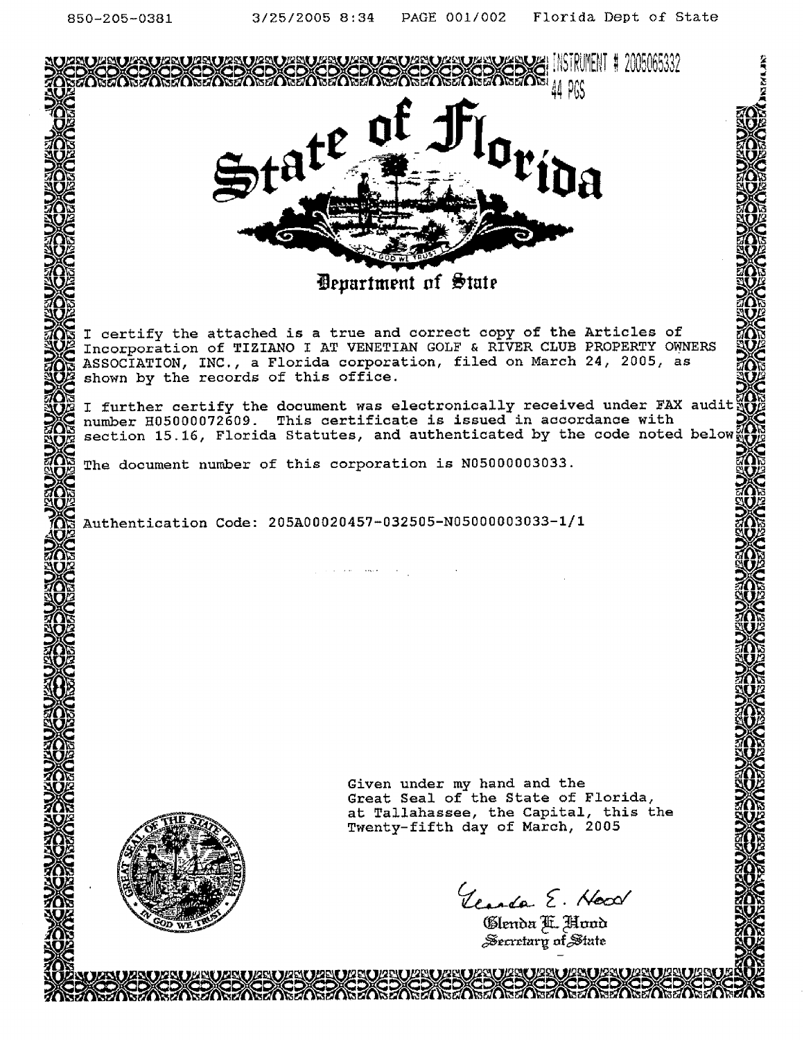INSTRUMENT # 2005065332
44 PGS

# State of Florida

## Department of State

I certify the attached is a true and correct copy of the Articles of Incorporation of TIZIANO I AT VENETIAN GOLF & RIVER CLUB PROPERTY OWNERS ASSOCIATION, INC., a Florida corporation, filed on March 24, 2005, as shown by the records of this office.

I further certify the document was electronically received under FAX audit number H05000072609. This certificate is issued in accordance with section 15.16, Florida Statutes, and authenticated by the code noted below

The document number of this corporation is N05000003033.

Authentication Code: 205A00020457-032505-N05000003033-1/1

Given under my hand and the
Great Seal of the State of Florida,
at Tallahassee, the Capital, this the
Twenty-fifth day of March, 2005

Glenda E. Hood
Secretary of State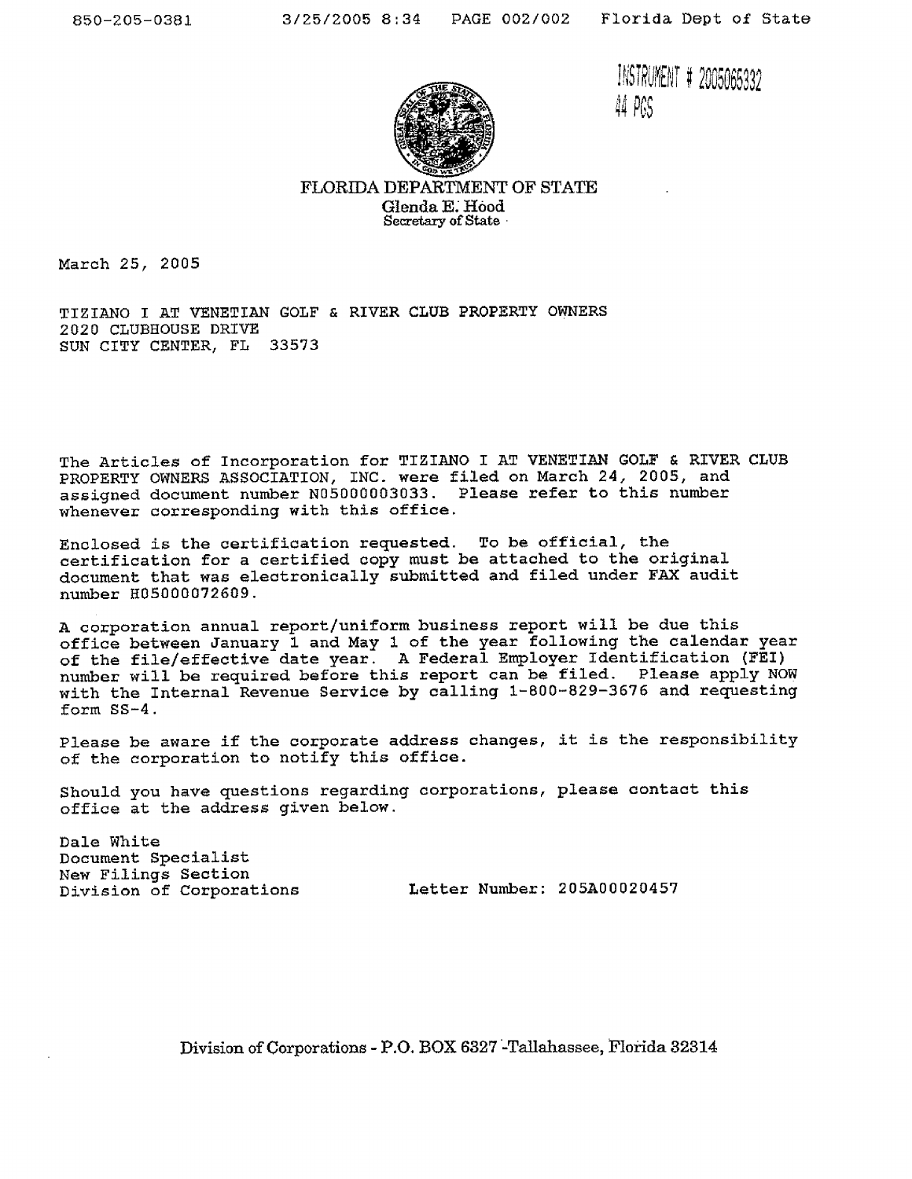INSTRUMENT # 2005065332
44 PGS

FLORIDA DEPARTMENT OF STATE
Glenda E. Hood
Secretary of State

March 25, 2005

TIZIANO I AT VENETIAN GOLF & RIVER CLUB PROPERTY OWNERS
2020 CLUBHOUSE DRIVE
SUN CITY CENTER, FL 33573

The Articles of Incorporation for TIZIANO I AT VENETIAN GOLF & RIVER CLUB PROPERTY OWNERS ASSOCIATION, INC. were filed on March 24, 2005, and assigned document number N05000003033. Please refer to this number whenever corresponding with this office.

Enclosed is the certification requested. To be official, the certification for a certified copy must be attached to the original document that was electronically submitted and filed under FAX audit number H05000072609.

A corporation annual report/uniform business report will be due this office between January 1 and May 1 of the year following the calendar year of the file/effective date year. A Federal Employer Identification (FEI) number will be required before this report can be filed. Please apply NOW with the Internal Revenue Service by calling 1-800-829-3676 and requesting form SS-4.

Please be aware if the corporate address changes, it is the responsibility of the corporation to notify this office.

Should you have questions regarding corporations, please contact this office at the address given below.

Dale White
Document Specialist
New Filings Section
Division of Corporations

Letter Number: 205A00020457

Division of Corporations - P.O. BOX 6327 -Tallahassee, Florida 32314